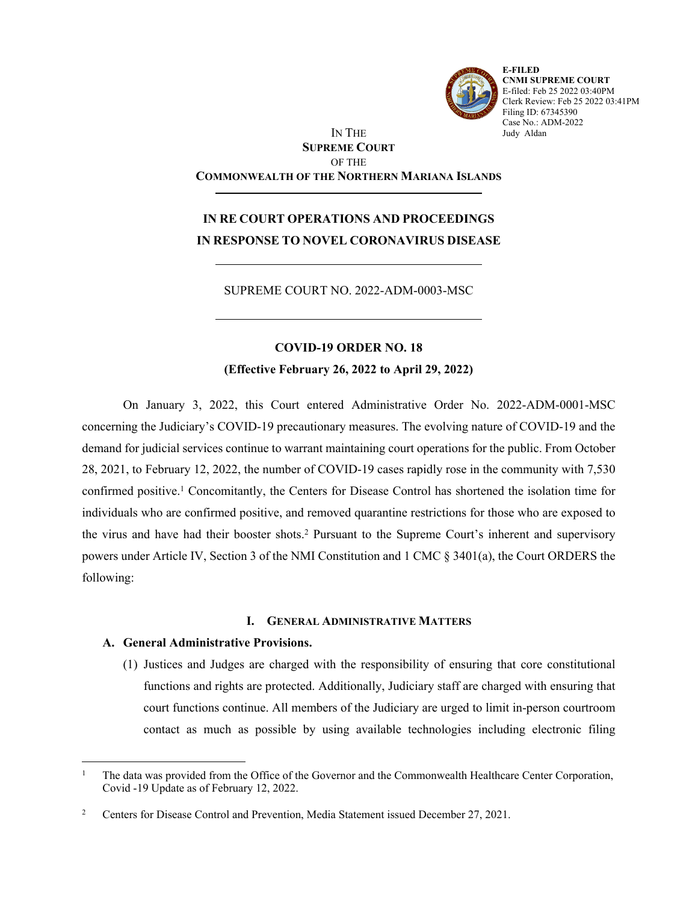E-FILED
CNMI SUPREME COURT
E-filed: Feb 25 2022 03:40PM
Clerk Review: Feb 25 2022 03:41PM
Filing ID: 67345390
Case No.: ADM-2022
Judy Aldan

IN THE
**SUPREME COURT**
OF THE
**COMMONWEALTH OF THE NORTHERN MARIANA ISLANDS**

---

**IN RE COURT OPERATIONS AND PROCEEDINGS IN RESPONSE TO NOVEL CORONAVIRUS DISEASE**

---

SUPREME COURT NO. 2022-ADM-0003-MSC

---

**COVID-19 ORDER NO. 18**
**(Effective February 26, 2022 to April 29, 2022)**

On January 3, 2022, this Court entered Administrative Order No. 2022-ADM-0001-MSC concerning the Judiciary's COVID-19 precautionary measures. The evolving nature of COVID-19 and the demand for judicial services continue to warrant maintaining court operations for the public. From October 28, 2021, to February 12, 2022, the number of COVID-19 cases rapidly rose in the community with 7,530 confirmed positive.[1] Concomitantly, the Centers for Disease Control has shortened the isolation time for individuals who are confirmed positive, and removed quarantine restrictions for those who are exposed to the virus and have had their booster shots.[2] Pursuant to the Supreme Court's inherent and supervisory powers under Article IV, Section 3 of the NMI Constitution and 1 CMC § 3401(a), the Court ORDERS the following:

## I. GENERAL ADMINISTRATIVE MATTERS

### A. General Administrative Provisions.

(1) Justices and Judges are charged with the responsibility of ensuring that core constitutional functions and rights are protected. Additionally, Judiciary staff are charged with ensuring that court functions continue. All members of the Judiciary are urged to limit in-person courtroom contact as much as possible by using available technologies including electronic filing

---

[1] The data was provided from the Office of the Governor and the Commonwealth Healthcare Center Corporation, Covid -19 Update as of February 12, 2022.

[2] Centers for Disease Control and Prevention, Media Statement issued December 27, 2021.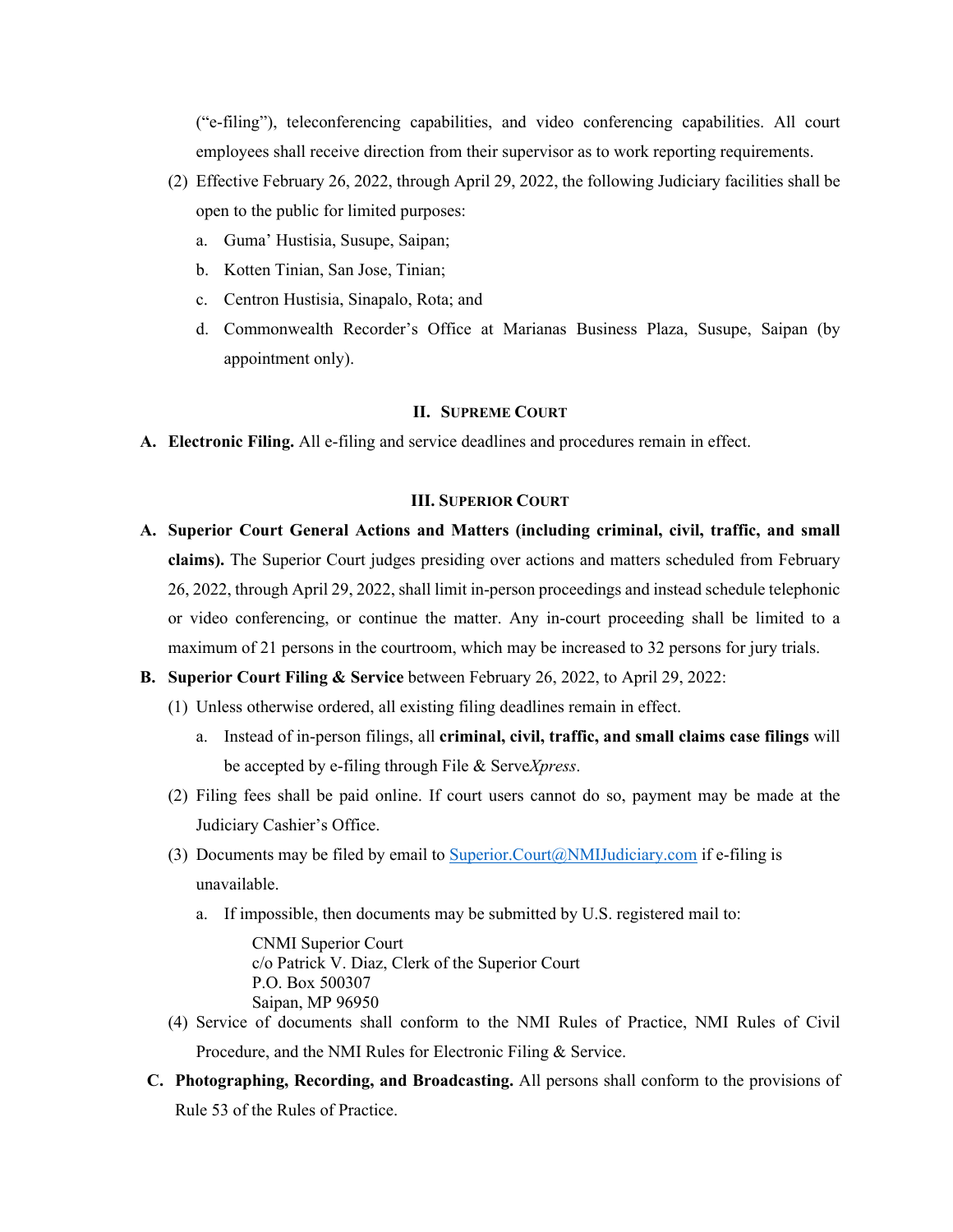("e-filing"), teleconferencing capabilities, and video conferencing capabilities. All court employees shall receive direction from their supervisor as to work reporting requirements.

(2) Effective February 26, 2022, through April 29, 2022, the following Judiciary facilities shall be open to the public for limited purposes:

a. Guma' Hustisia, Susupe, Saipan;

b. Kotten Tinian, San Jose, Tinian;

c. Centron Hustisia, Sinapalo, Rota; and

d. Commonwealth Recorder's Office at Marianas Business Plaza, Susupe, Saipan (by appointment only).

## II. SUPREME COURT

**A. Electronic Filing.** All e-filing and service deadlines and procedures remain in effect.

## III. SUPERIOR COURT

**A. Superior Court General Actions and Matters (including criminal, civil, traffic, and small claims).** The Superior Court judges presiding over actions and matters scheduled from February 26, 2022, through April 29, 2022, shall limit in-person proceedings and instead schedule telephonic or video conferencing, or continue the matter. Any in-court proceeding shall be limited to a maximum of 21 persons in the courtroom, which may be increased to 32 persons for jury trials.

**B. Superior Court Filing & Service** between February 26, 2022, to April 29, 2022:

(1) Unless otherwise ordered, all existing filing deadlines remain in effect.

a. Instead of in-person filings, all **criminal, civil, traffic, and small claims case filings** will be accepted by e-filing through File & Serve*Xpress*.

(2) Filing fees shall be paid online. If court users cannot do so, payment may be made at the Judiciary Cashier's Office.

(3) Documents may be filed by email to Superior.Court@NMIJudiciary.com if e-filing is unavailable.

a. If impossible, then documents may be submitted by U.S. registered mail to:

CNMI Superior Court
c/o Patrick V. Diaz, Clerk of the Superior Court
P.O. Box 500307
Saipan, MP 96950

(4) Service of documents shall conform to the NMI Rules of Practice, NMI Rules of Civil Procedure, and the NMI Rules for Electronic Filing & Service.

**C. Photographing, Recording, and Broadcasting.** All persons shall conform to the provisions of Rule 53 of the Rules of Practice.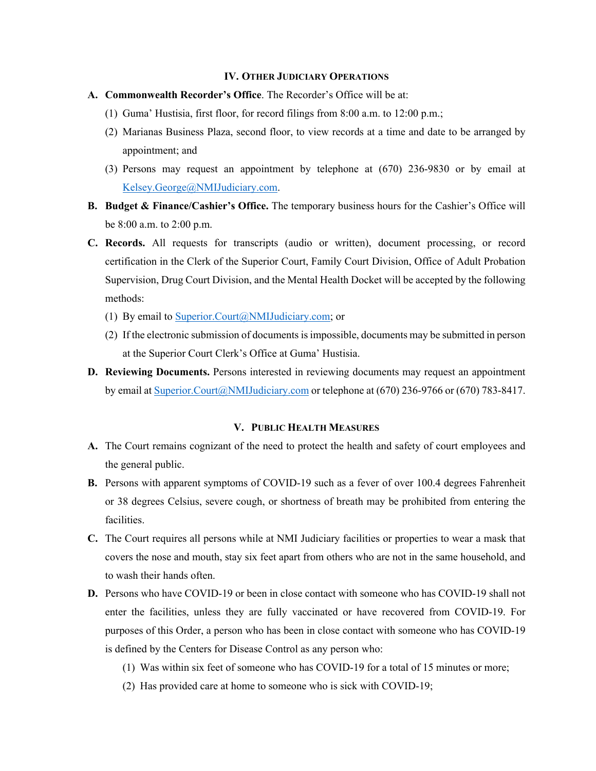## IV. Other Judiciary Operations

**A. Commonwealth Recorder's Office**. The Recorder's Office will be at:

(1) Guma' Hustisia, first floor, for record filings from 8:00 a.m. to 12:00 p.m.;

(2) Marianas Business Plaza, second floor, to view records at a time and date to be arranged by appointment; and

(3) Persons may request an appointment by telephone at (670) 236-9830 or by email at Kelsey.George@NMIJudiciary.com.

**B. Budget & Finance/Cashier's Office.** The temporary business hours for the Cashier's Office will be 8:00 a.m. to 2:00 p.m.

**C. Records.** All requests for transcripts (audio or written), document processing, or record certification in the Clerk of the Superior Court, Family Court Division, Office of Adult Probation Supervision, Drug Court Division, and the Mental Health Docket will be accepted by the following methods:

(1) By email to Superior.Court@NMIJudiciary.com; or

(2) If the electronic submission of documents is impossible, documents may be submitted in person at the Superior Court Clerk's Office at Guma' Hustisia.

**D. Reviewing Documents.** Persons interested in reviewing documents may request an appointment by email at Superior.Court@NMIJudiciary.com or telephone at (670) 236-9766 or (670) 783-8417.

## V. Public Health Measures

**A.** The Court remains cognizant of the need to protect the health and safety of court employees and the general public.

**B.** Persons with apparent symptoms of COVID-19 such as a fever of over 100.4 degrees Fahrenheit or 38 degrees Celsius, severe cough, or shortness of breath may be prohibited from entering the facilities.

**C.** The Court requires all persons while at NMI Judiciary facilities or properties to wear a mask that covers the nose and mouth, stay six feet apart from others who are not in the same household, and to wash their hands often.

**D.** Persons who have COVID-19 or been in close contact with someone who has COVID-19 shall not enter the facilities, unless they are fully vaccinated or have recovered from COVID-19. For purposes of this Order, a person who has been in close contact with someone who has COVID-19 is defined by the Centers for Disease Control as any person who:

(1) Was within six feet of someone who has COVID-19 for a total of 15 minutes or more;

(2) Has provided care at home to someone who is sick with COVID-19;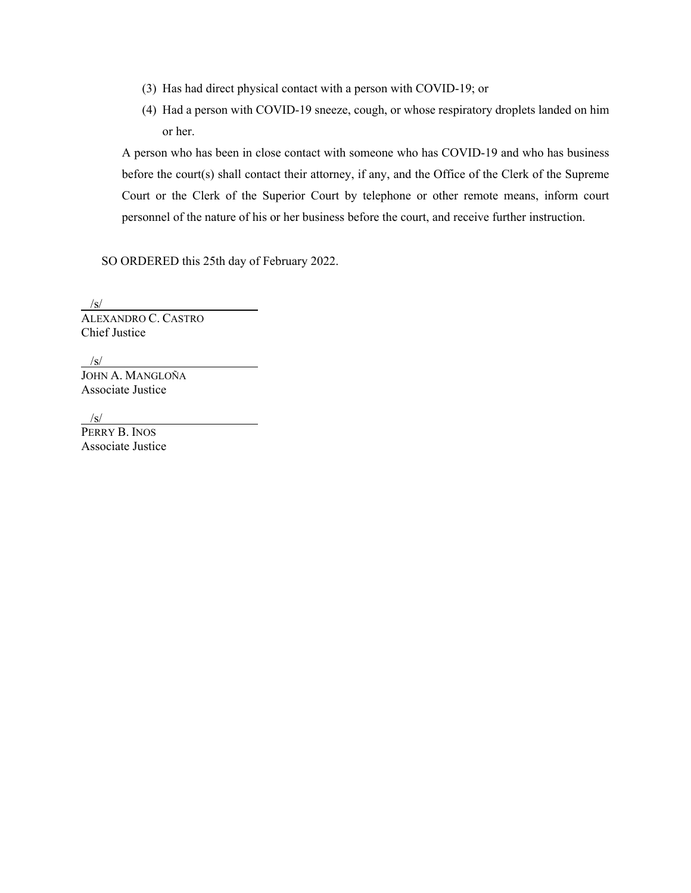(3) Has had direct physical contact with a person with COVID-19; or

(4) Had a person with COVID-19 sneeze, cough, or whose respiratory droplets landed on him or her.

A person who has been in close contact with someone who has COVID-19 and who has business before the court(s) shall contact their attorney, if any, and the Office of the Clerk of the Supreme Court or the Clerk of the Superior Court by telephone or other remote means, inform court personnel of the nature of his or her business before the court, and receive further instruction.

SO ORDERED this 25th day of February 2022.

/s/
ALEXANDRO C. CASTRO
Chief Justice

/s/
JOHN A. MANGLOÑA
Associate Justice

/s/
PERRY B. INOS
Associate Justice